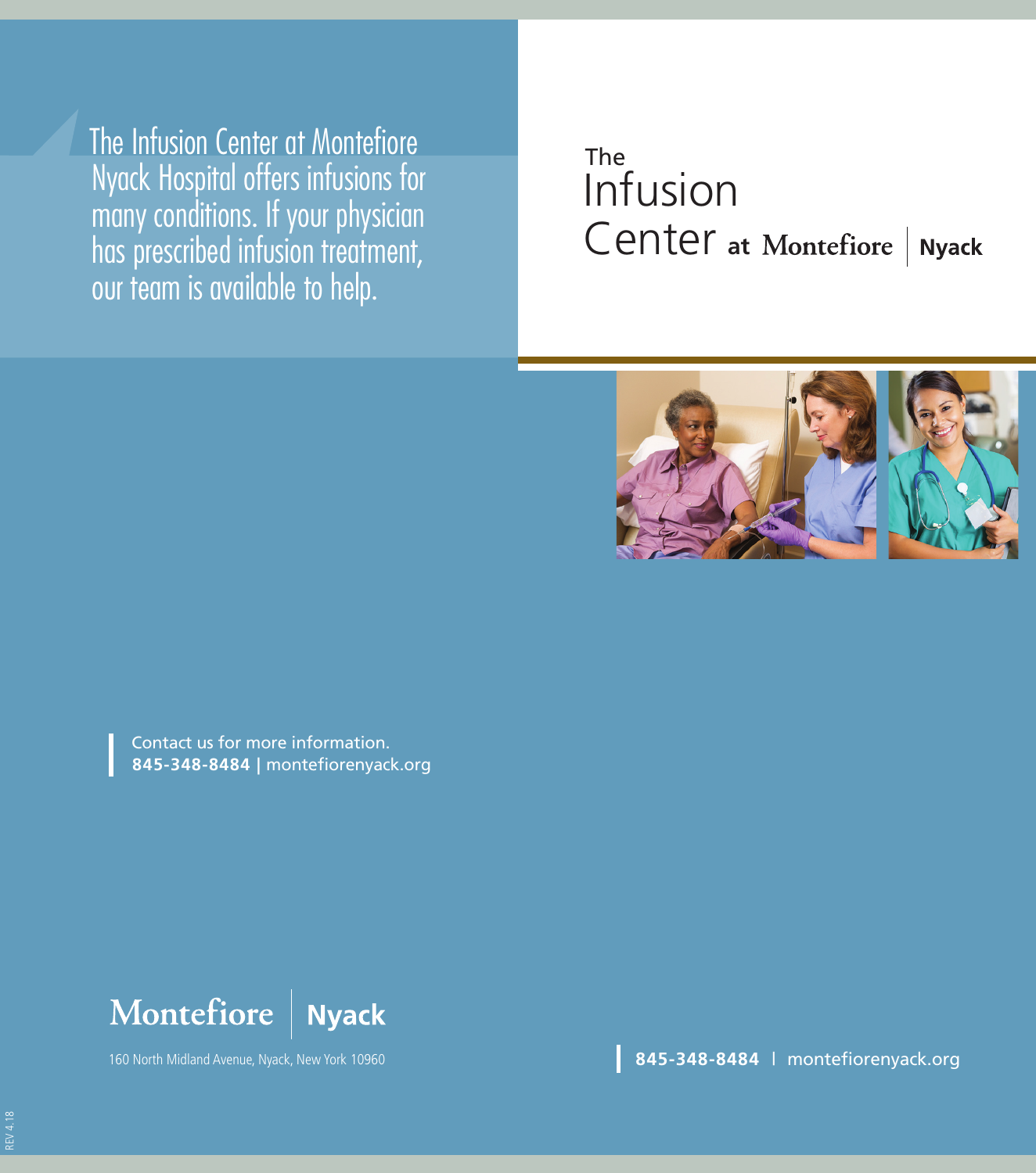The Infusion Center at Montefiore Nyack Hospital offers infusions for many conditions. If your physician has prescribed infusion treatment, our team is available to help.

# The Infusion Center at Montefiore | Nyack

Contact us for more information.
**845-348-8484 |** montefiorenyack.org

**Montefiore | Nyack**

160 North Midland Avenue, Nyack, New York 10960

**845-348-8484** | montefiorenyack.org

REV 4.18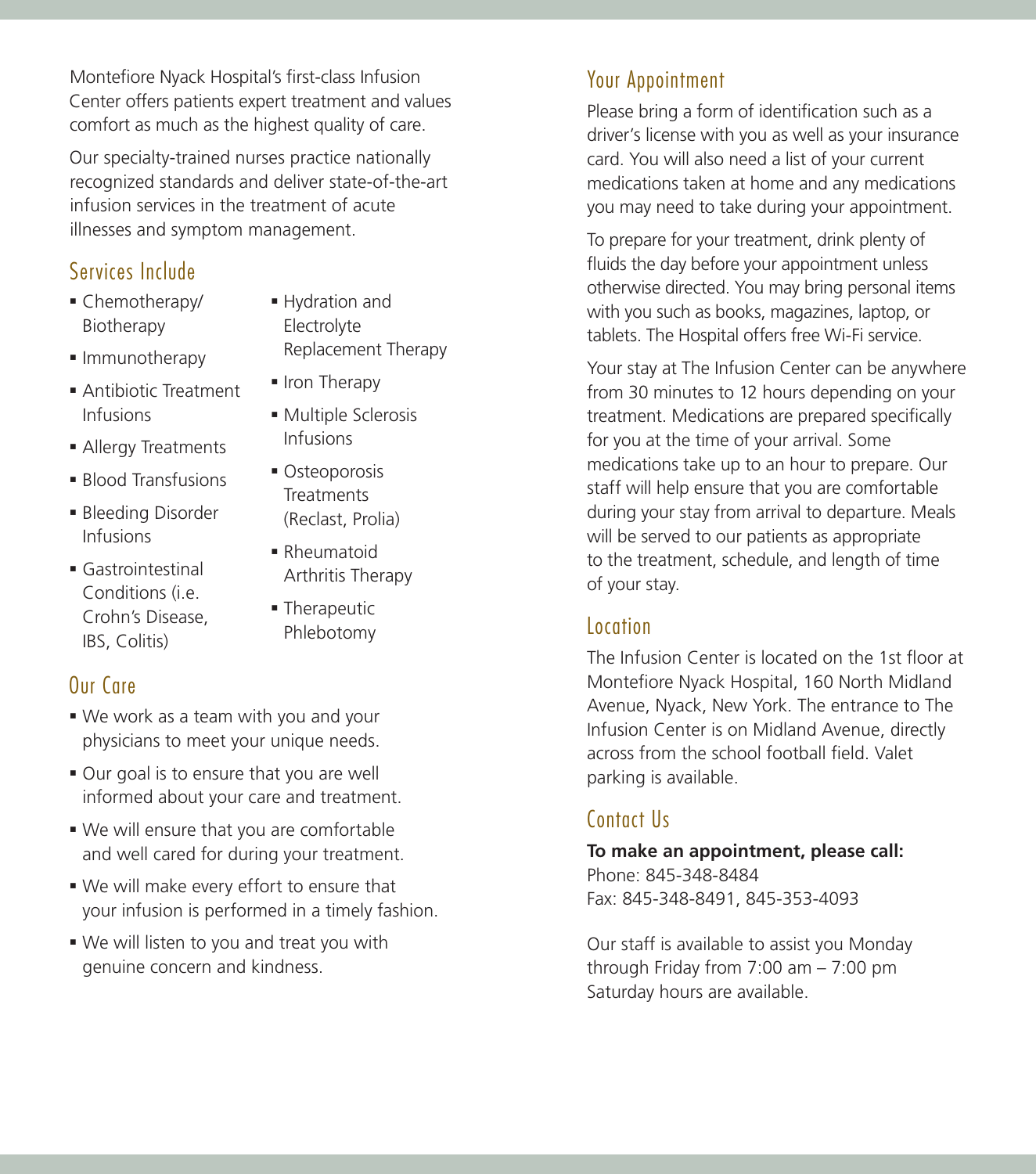Montefiore Nyack Hospital's first-class Infusion Center offers patients expert treatment and values comfort as much as the highest quality of care.

Our specialty-trained nurses practice nationally recognized standards and deliver state-of-the-art infusion services in the treatment of acute illnesses and symptom management.

## Services Include

- Chemotherapy/ Biotherapy
- Immunotherapy
- Antibiotic Treatment Infusions
- Allergy Treatments
- Blood Transfusions
- Bleeding Disorder Infusions
- Gastrointestinal Conditions (i.e. Crohn's Disease, IBS, Colitis)
- Hydration and Electrolyte Replacement Therapy
- Iron Therapy
- Multiple Sclerosis Infusions
- Osteoporosis Treatments (Reclast, Prolia)
- Rheumatoid Arthritis Therapy
- Therapeutic Phlebotomy

## Our Care

- We work as a team with you and your physicians to meet your unique needs.
- Our goal is to ensure that you are well informed about your care and treatment.
- We will ensure that you are comfortable and well cared for during your treatment.
- We will make every effort to ensure that your infusion is performed in a timely fashion.
- We will listen to you and treat you with genuine concern and kindness.

## Your Appointment

Please bring a form of identification such as a driver's license with you as well as your insurance card. You will also need a list of your current medications taken at home and any medications you may need to take during your appointment.

To prepare for your treatment, drink plenty of fluids the day before your appointment unless otherwise directed. You may bring personal items with you such as books, magazines, laptop, or tablets. The Hospital offers free Wi-Fi service.

Your stay at The Infusion Center can be anywhere from 30 minutes to 12 hours depending on your treatment. Medications are prepared specifically for you at the time of your arrival. Some medications take up to an hour to prepare. Our staff will help ensure that you are comfortable during your stay from arrival to departure. Meals will be served to our patients as appropriate to the treatment, schedule, and length of time of your stay.

## Location

The Infusion Center is located on the 1st floor at Montefiore Nyack Hospital, 160 North Midland Avenue, Nyack, New York. The entrance to The Infusion Center is on Midland Avenue, directly across from the school football field. Valet parking is available.

## Contact Us

**To make an appointment, please call:**
Phone: 845-348-8484
Fax: 845-348-8491, 845-353-4093

Our staff is available to assist you Monday through Friday from 7:00 am – 7:00 pm
Saturday hours are available.